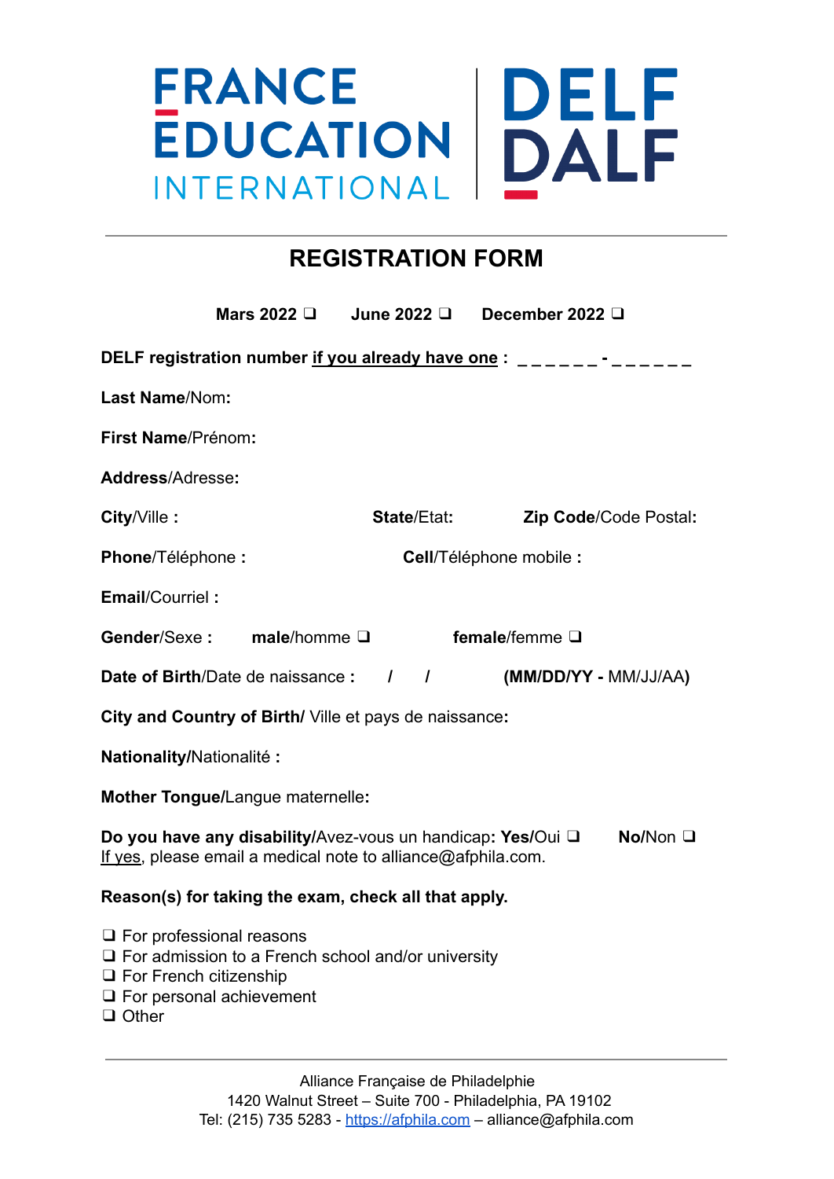FRANCE ÉDUCATION INTERNATIONAL | DELF DALF

# REGISTRATION FORM

**Mars 2022** ❑ **June 2022** ❑ **December 2022** ❑

**DELF registration number <u>if you already have one</u> :** _ _ _ _ _ _ **-** _ _ _ _ _ _

**Last Name**/Nom**:**

**First Name**/Prénom**:**

**Address**/Adresse**:**

**City**/Ville **:** **State**/Etat**:** **Zip Code**/Code Postal**:**

**Phone**/Téléphone **:** **Cell**/Téléphone mobile **:**

**Email**/Courriel **:**

**Gender**/Sexe **:** **male**/homme ❑ **female**/femme ❑

**Date of Birth**/Date de naissance **:** **/** **/** **(MM/DD/YY -** MM/JJ/AA**)**

**City and Country of Birth/** Ville et pays de naissance**:**

**Nationality/**Nationalité **:**

**Mother Tongue/**Langue maternelle**:**

**Do you have any disability/**Avez-vous un handicap**: Yes/**Oui ❑ **No/**Non ❑
<u>If yes</u>, please email a medical note to alliance@afphila.com.

**Reason(s) for taking the exam, check all that apply.**

❑ For professional reasons
❑ For admission to a French school and/or university
❑ For French citizenship
❑ For personal achievement
❑ Other

Alliance Française de Philadelphie
1420 Walnut Street – Suite 700 - Philadelphia, PA 19102
Tel: (215) 735 5283 - https://afphila.com – alliance@afphila.com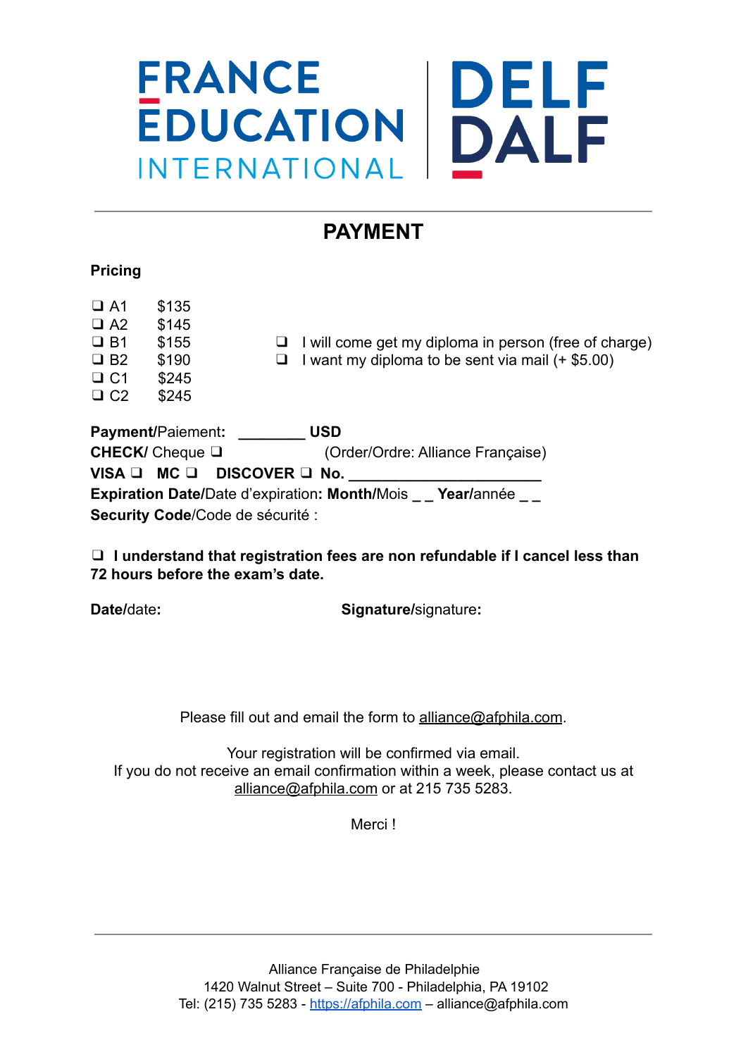FRANCE ÉDUCATION INTERNATIONAL | DELF DALF

# PAYMENT

**Pricing**

❑ A1 $135
❑ A2 $145
❑ B1 $155
❑ B2 $190
❑ C1 $245
❑ C2 $245

❑ I will come get my diploma in person (free of charge)
❑ I want my diploma to be sent via mail (+ $5.00)

**Payment**/Paiement**:** ________ **USD**
**CHECK**/ Cheque ❑ (Order/Ordre: Alliance Française)
**VISA** ❑ **MC** ❑ **DISCOVER** ❑ **No.** ______________________
**Expiration Date**/Date d'expiration**: Month**/Mois _ _ **Year**/année _ _
**Security Code**/Code de sécurité :

❑ **I understand that registration fees are non refundable if I cancel less than 72 hours before the exam's date.**

**Date**/date**:** **Signature**/signature**:**

Please fill out and email the form to alliance@afphila.com.

Your registration will be confirmed via email.
If you do not receive an email confirmation within a week, please contact us at alliance@afphila.com or at 215 735 5283.

Merci !

Alliance Française de Philadelphie
1420 Walnut Street – Suite 700 - Philadelphia, PA 19102
Tel: (215) 735 5283 - https://afphila.com – alliance@afphila.com